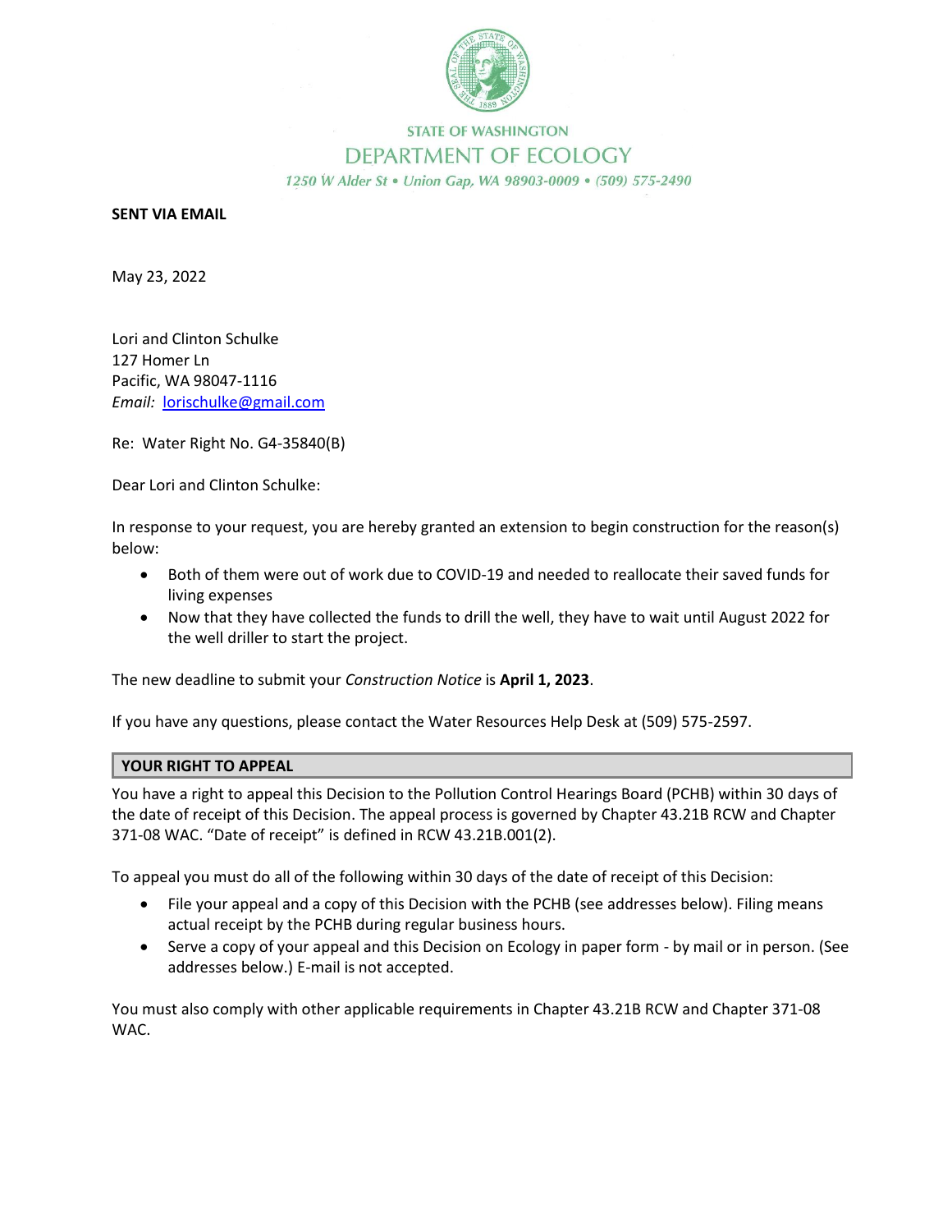STATE OF WASHINGTON

DEPARTMENT OF ECOLOGY

*1250 W Alder St • Union Gap, WA 98903-0009 • (509) 575-2490*

**SENT VIA EMAIL**

May 23, 2022

Lori and Clinton Schulke
127 Homer Ln
Pacific, WA 98047-1116
*Email:* lorischulke@gmail.com

Re: Water Right No. G4-35840(B)

Dear Lori and Clinton Schulke:

In response to your request, you are hereby granted an extension to begin construction for the reason(s) below:

- Both of them were out of work due to COVID-19 and needed to reallocate their saved funds for living expenses
- Now that they have collected the funds to drill the well, they have to wait until August 2022 for the well driller to start the project.

The new deadline to submit your *Construction Notice* is **April 1, 2023**.

If you have any questions, please contact the Water Resources Help Desk at (509) 575-2597.

## YOUR RIGHT TO APPEAL

You have a right to appeal this Decision to the Pollution Control Hearings Board (PCHB) within 30 days of the date of receipt of this Decision. The appeal process is governed by Chapter 43.21B RCW and Chapter 371-08 WAC. "Date of receipt" is defined in RCW 43.21B.001(2).

To appeal you must do all of the following within 30 days of the date of receipt of this Decision:

- File your appeal and a copy of this Decision with the PCHB (see addresses below). Filing means actual receipt by the PCHB during regular business hours.
- Serve a copy of your appeal and this Decision on Ecology in paper form - by mail or in person. (See addresses below.) E-mail is not accepted.

You must also comply with other applicable requirements in Chapter 43.21B RCW and Chapter 371-08 WAC.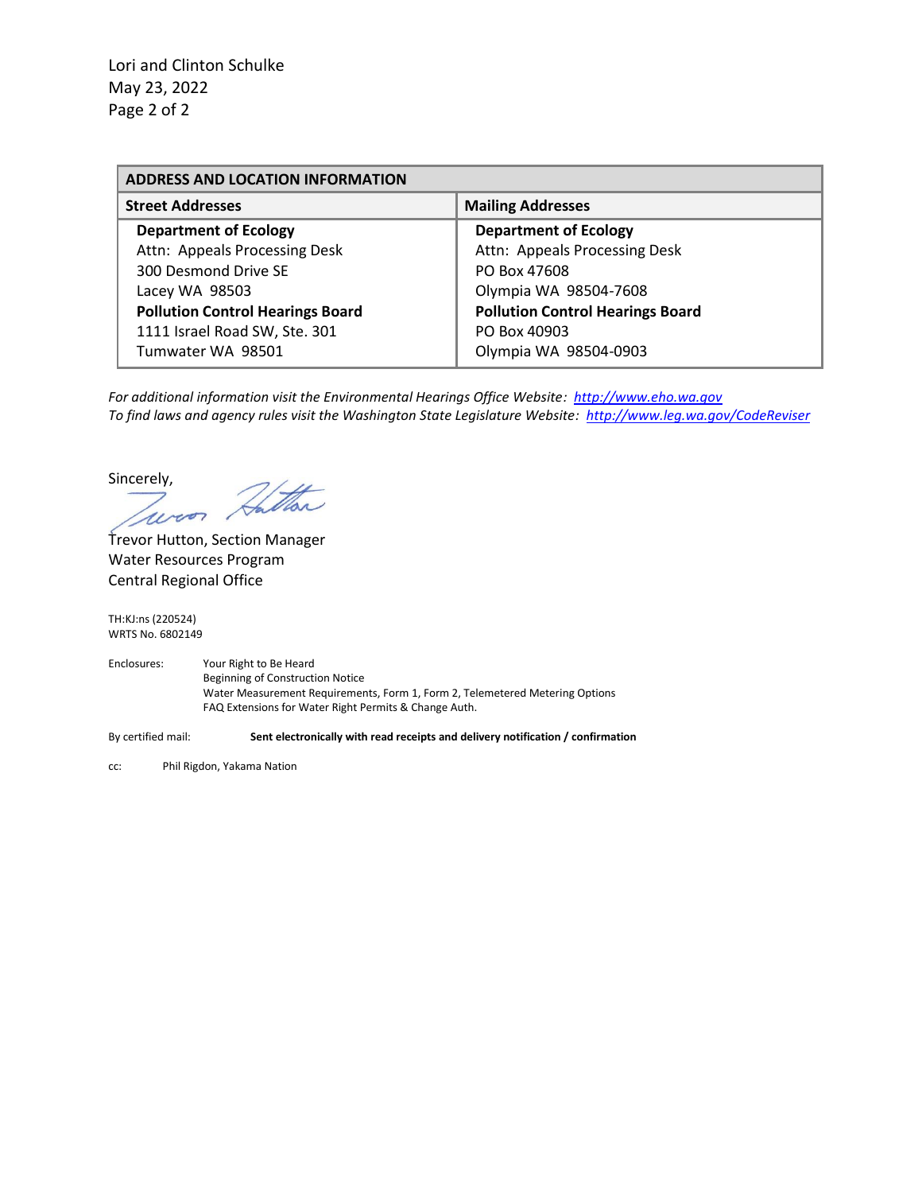| ADDRESS AND LOCATION INFORMATION | |
|---|---|
| **Street Addresses** | **Mailing Addresses** |
| **Department of Ecology**<br>Attn: Appeals Processing Desk<br>300 Desmond Drive SE<br>Lacey WA 98503 | **Department of Ecology**<br>Attn: Appeals Processing Desk<br>PO Box 47608<br>Olympia WA 98504-7608 |
| **Pollution Control Hearings Board**<br>1111 Israel Road SW, Ste. 301<br>Tumwater WA 98501 | **Pollution Control Hearings Board**<br>PO Box 40903<br>Olympia WA 98504-0903 |

*For additional information visit the Environmental Hearings Office Website: http://www.eho.wa.gov*
*To find laws and agency rules visit the Washington State Legislature Website: http://www.leg.wa.gov/CodeReviser*

Sincerely,

Trevor Hutton, Section Manager
Water Resources Program
Central Regional Office

TH:KJ:ns (220524)
WRTS No. 6802149

Enclosures: Your Right to Be Heard
Beginning of Construction Notice
Water Measurement Requirements, Form 1, Form 2, Telemetered Metering Options
FAQ Extensions for Water Right Permits & Change Auth.

By certified mail: **Sent electronically with read receipts and delivery notification / confirmation**

cc: Phil Rigdon, Yakama Nation